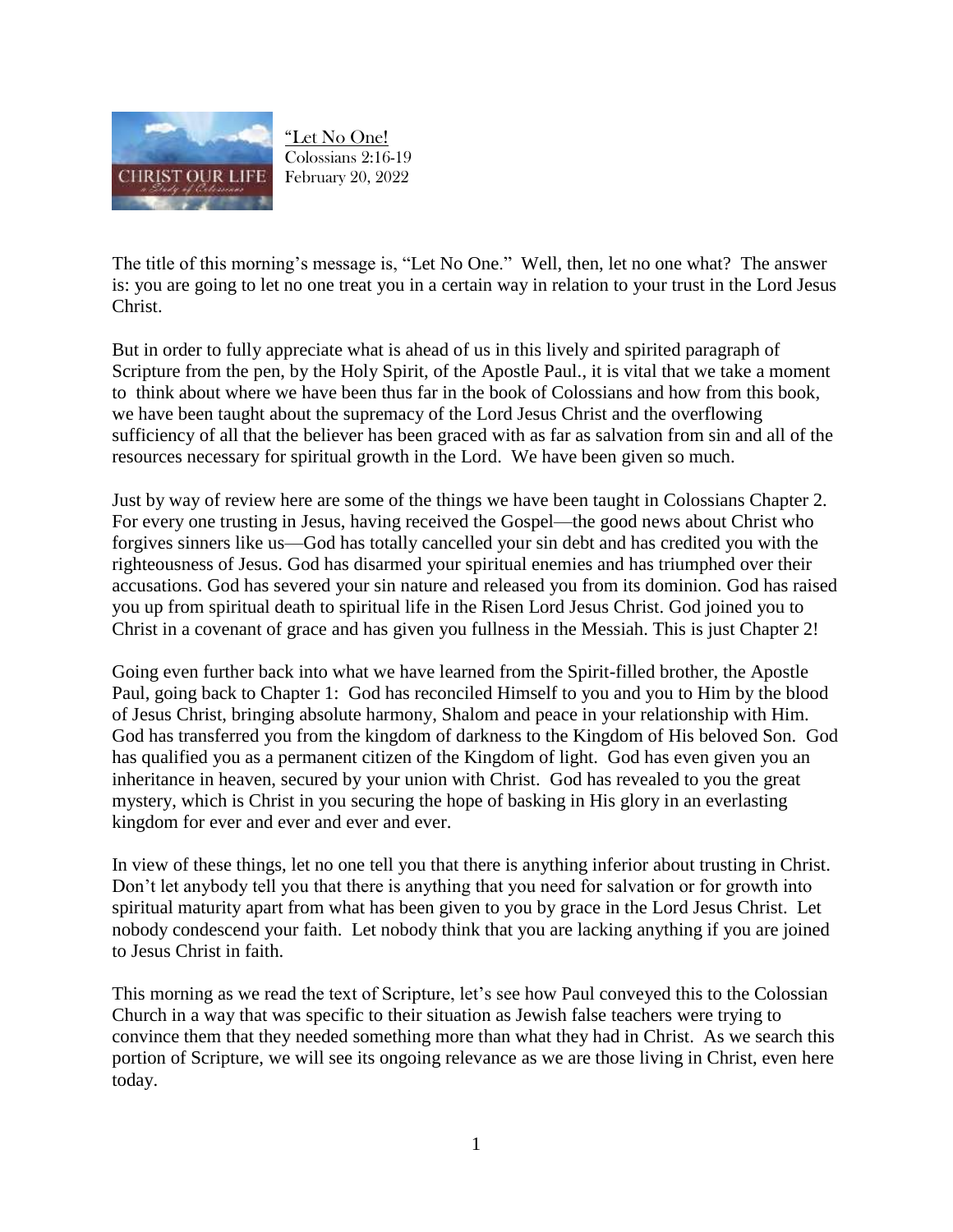"Let No One!
Colossians 2:16-19
February 20, 2022

The title of this morning's message is, "Let No One." Well, then, let no one what? The answer is: you are going to let no one treat you in a certain way in relation to your trust in the Lord Jesus Christ.

But in order to fully appreciate what is ahead of us in this lively and spirited paragraph of Scripture from the pen, by the Holy Spirit, of the Apostle Paul., it is vital that we take a moment to think about where we have been thus far in the book of Colossians and how from this book, we have been taught about the supremacy of the Lord Jesus Christ and the overflowing sufficiency of all that the believer has been graced with as far as salvation from sin and all of the resources necessary for spiritual growth in the Lord. We have been given so much.

Just by way of review here are some of the things we have been taught in Colossians Chapter 2. For every one trusting in Jesus, having received the Gospel—the good news about Christ who forgives sinners like us—God has totally cancelled your sin debt and has credited you with the righteousness of Jesus. God has disarmed your spiritual enemies and has triumphed over their accusations. God has severed your sin nature and released you from its dominion. God has raised you up from spiritual death to spiritual life in the Risen Lord Jesus Christ. God joined you to Christ in a covenant of grace and has given you fullness in the Messiah. This is just Chapter 2!

Going even further back into what we have learned from the Spirit-filled brother, the Apostle Paul, going back to Chapter 1: God has reconciled Himself to you and you to Him by the blood of Jesus Christ, bringing absolute harmony, Shalom and peace in your relationship with Him. God has transferred you from the kingdom of darkness to the Kingdom of His beloved Son. God has qualified you as a permanent citizen of the Kingdom of light. God has even given you an inheritance in heaven, secured by your union with Christ. God has revealed to you the great mystery, which is Christ in you securing the hope of basking in His glory in an everlasting kingdom for ever and ever and ever and ever.

In view of these things, let no one tell you that there is anything inferior about trusting in Christ. Don't let anybody tell you that there is anything that you need for salvation or for growth into spiritual maturity apart from what has been given to you by grace in the Lord Jesus Christ. Let nobody condescend your faith. Let nobody think that you are lacking anything if you are joined to Jesus Christ in faith.

This morning as we read the text of Scripture, let's see how Paul conveyed this to the Colossian Church in a way that was specific to their situation as Jewish false teachers were trying to convince them that they needed something more than what they had in Christ. As we search this portion of Scripture, we will see its ongoing relevance as we are those living in Christ, even here today.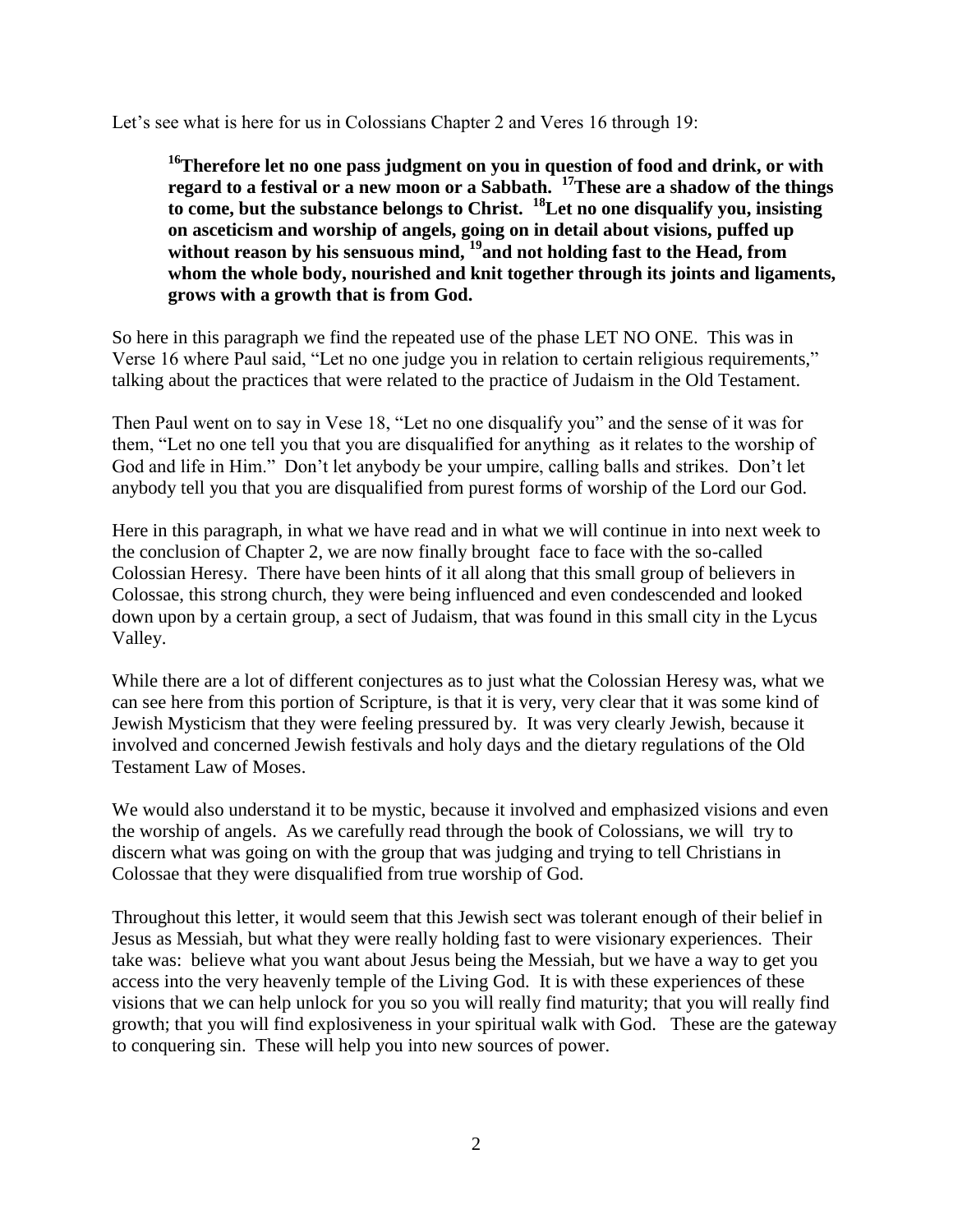Let's see what is here for us in Colossians Chapter 2 and Veres 16 through 19:

> **[16]Therefore let no one pass judgment on you in question of food and drink, or with regard to a festival or a new moon or a Sabbath. [17]These are a shadow of the things to come, but the substance belongs to Christ. [18]Let no one disqualify you, insisting on asceticism and worship of angels, going on in detail about visions, puffed up without reason by his sensuous mind, [19]and not holding fast to the Head, from whom the whole body, nourished and knit together through its joints and ligaments, grows with a growth that is from God.**

So here in this paragraph we find the repeated use of the phase LET NO ONE. This was in Verse 16 where Paul said, "Let no one judge you in relation to certain religious requirements," talking about the practices that were related to the practice of Judaism in the Old Testament.

Then Paul went on to say in Vese 18, "Let no one disqualify you" and the sense of it was for them, "Let no one tell you that you are disqualified for anything as it relates to the worship of God and life in Him." Don't let anybody be your umpire, calling balls and strikes. Don't let anybody tell you that you are disqualified from purest forms of worship of the Lord our God.

Here in this paragraph, in what we have read and in what we will continue in into next week to the conclusion of Chapter 2, we are now finally brought face to face with the so-called Colossian Heresy. There have been hints of it all along that this small group of believers in Colossae, this strong church, they were being influenced and even condescended and looked down upon by a certain group, a sect of Judaism, that was found in this small city in the Lycus Valley.

While there are a lot of different conjectures as to just what the Colossian Heresy was, what we can see here from this portion of Scripture, is that it is very, very clear that it was some kind of Jewish Mysticism that they were feeling pressured by. It was very clearly Jewish, because it involved and concerned Jewish festivals and holy days and the dietary regulations of the Old Testament Law of Moses.

We would also understand it to be mystic, because it involved and emphasized visions and even the worship of angels. As we carefully read through the book of Colossians, we will try to discern what was going on with the group that was judging and trying to tell Christians in Colossae that they were disqualified from true worship of God.

Throughout this letter, it would seem that this Jewish sect was tolerant enough of their belief in Jesus as Messiah, but what they were really holding fast to were visionary experiences. Their take was: believe what you want about Jesus being the Messiah, but we have a way to get you access into the very heavenly temple of the Living God. It is with these experiences of these visions that we can help unlock for you so you will really find maturity; that you will really find growth; that you will find explosiveness in your spiritual walk with God. These are the gateway to conquering sin. These will help you into new sources of power.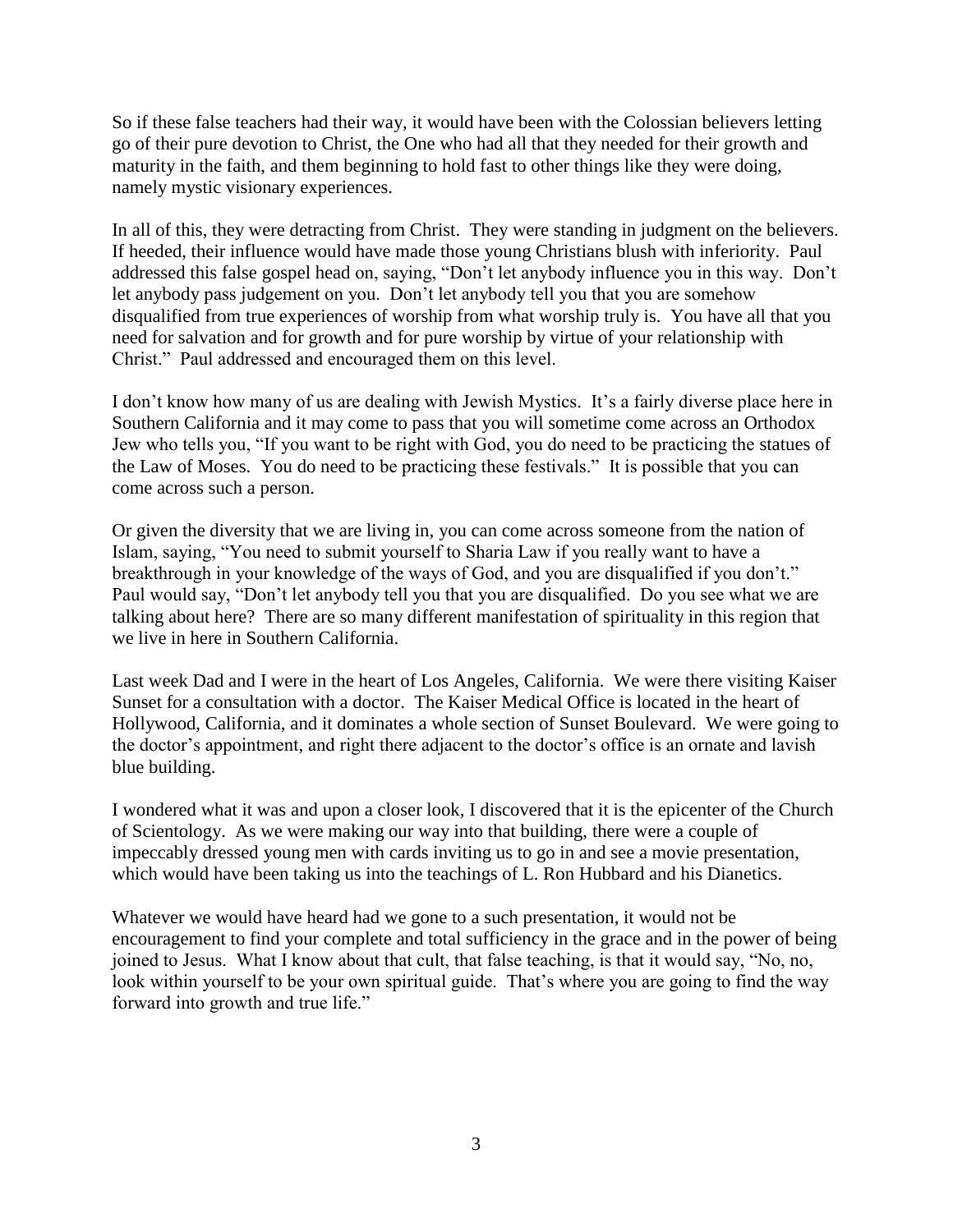So if these false teachers had their way, it would have been with the Colossian believers letting go of their pure devotion to Christ, the One who had all that they needed for their growth and maturity in the faith, and them beginning to hold fast to other things like they were doing, namely mystic visionary experiences.

In all of this, they were detracting from Christ. They were standing in judgment on the believers. If heeded, their influence would have made those young Christians blush with inferiority. Paul addressed this false gospel head on, saying, "Don't let anybody influence you in this way. Don't let anybody pass judgement on you. Don't let anybody tell you that you are somehow disqualified from true experiences of worship from what worship truly is. You have all that you need for salvation and for growth and for pure worship by virtue of your relationship with Christ." Paul addressed and encouraged them on this level.

I don't know how many of us are dealing with Jewish Mystics. It's a fairly diverse place here in Southern California and it may come to pass that you will sometime come across an Orthodox Jew who tells you, "If you want to be right with God, you do need to be practicing the statues of the Law of Moses. You do need to be practicing these festivals." It is possible that you can come across such a person.

Or given the diversity that we are living in, you can come across someone from the nation of Islam, saying, "You need to submit yourself to Sharia Law if you really want to have a breakthrough in your knowledge of the ways of God, and you are disqualified if you don't." Paul would say, "Don't let anybody tell you that you are disqualified. Do you see what we are talking about here? There are so many different manifestation of spirituality in this region that we live in here in Southern California.

Last week Dad and I were in the heart of Los Angeles, California. We were there visiting Kaiser Sunset for a consultation with a doctor. The Kaiser Medical Office is located in the heart of Hollywood, California, and it dominates a whole section of Sunset Boulevard. We were going to the doctor's appointment, and right there adjacent to the doctor's office is an ornate and lavish blue building.

I wondered what it was and upon a closer look, I discovered that it is the epicenter of the Church of Scientology. As we were making our way into that building, there were a couple of impeccably dressed young men with cards inviting us to go in and see a movie presentation, which would have been taking us into the teachings of L. Ron Hubbard and his Dianetics.

Whatever we would have heard had we gone to a such presentation, it would not be encouragement to find your complete and total sufficiency in the grace and in the power of being joined to Jesus. What I know about that cult, that false teaching, is that it would say, "No, no, look within yourself to be your own spiritual guide. That's where you are going to find the way forward into growth and true life."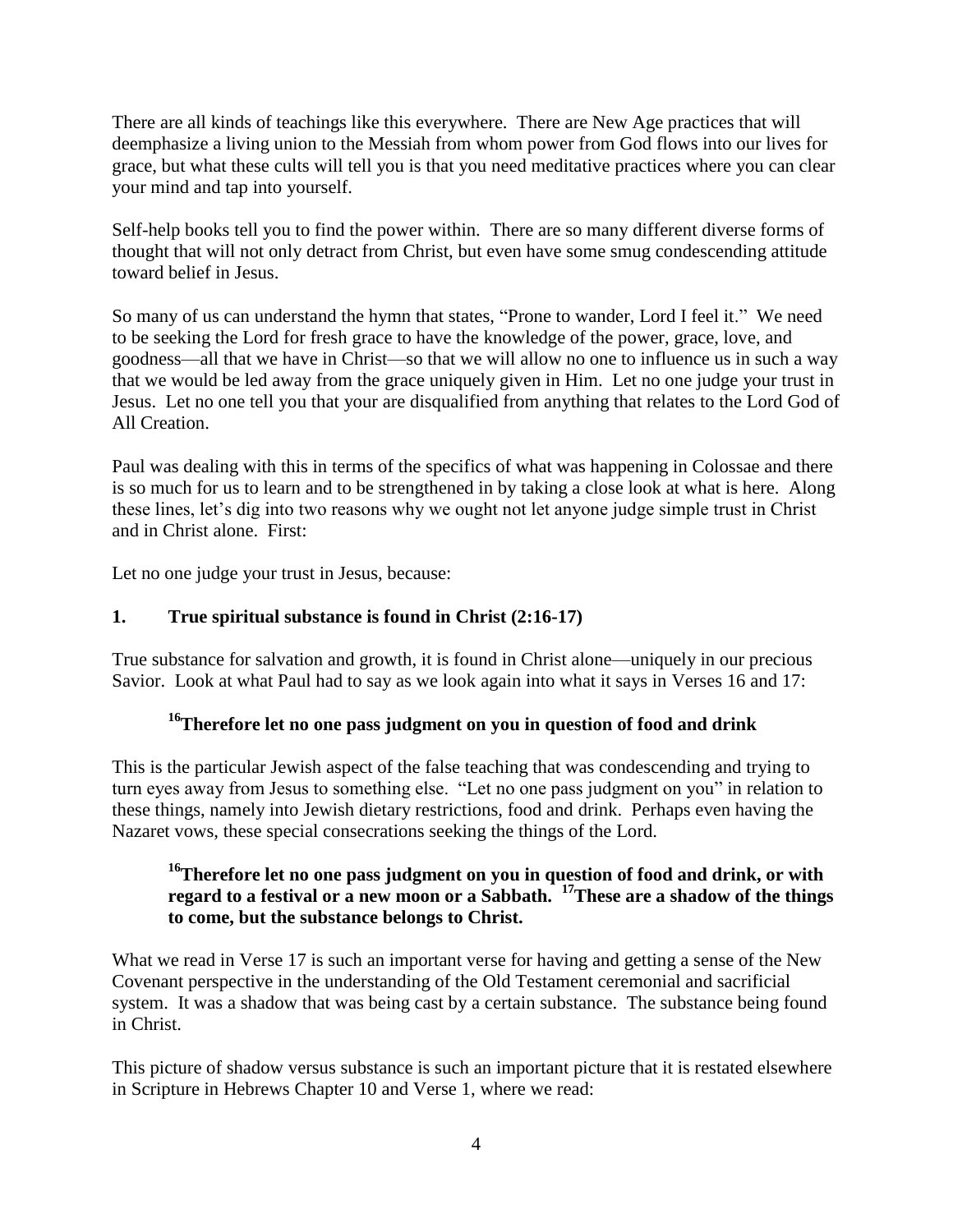There are all kinds of teachings like this everywhere. There are New Age practices that will deemphasize a living union to the Messiah from whom power from God flows into our lives for grace, but what these cults will tell you is that you need meditative practices where you can clear your mind and tap into yourself.

Self-help books tell you to find the power within. There are so many different diverse forms of thought that will not only detract from Christ, but even have some smug condescending attitude toward belief in Jesus.

So many of us can understand the hymn that states, "Prone to wander, Lord I feel it." We need to be seeking the Lord for fresh grace to have the knowledge of the power, grace, love, and goodness—all that we have in Christ—so that we will allow no one to influence us in such a way that we would be led away from the grace uniquely given in Him. Let no one judge your trust in Jesus. Let no one tell you that your are disqualified from anything that relates to the Lord God of All Creation.

Paul was dealing with this in terms of the specifics of what was happening in Colossae and there is so much for us to learn and to be strengthened in by taking a close look at what is here. Along these lines, let's dig into two reasons why we ought not let anyone judge simple trust in Christ and in Christ alone. First:

Let no one judge your trust in Jesus, because:

**1. True spiritual substance is found in Christ (2:16-17)**

True substance for salvation and growth, it is found in Christ alone—uniquely in our precious Savior. Look at what Paul had to say as we look again into what it says in Verses 16 and 17:

> **16Therefore let no one pass judgment on you in question of food and drink**

This is the particular Jewish aspect of the false teaching that was condescending and trying to turn eyes away from Jesus to something else. "Let no one pass judgment on you" in relation to these things, namely into Jewish dietary restrictions, food and drink. Perhaps even having the Nazaret vows, these special consecrations seeking the things of the Lord.

> **16Therefore let no one pass judgment on you in question of food and drink, or with regard to a festival or a new moon or a Sabbath. 17These are a shadow of the things to come, but the substance belongs to Christ.**

What we read in Verse 17 is such an important verse for having and getting a sense of the New Covenant perspective in the understanding of the Old Testament ceremonial and sacrificial system. It was a shadow that was being cast by a certain substance. The substance being found in Christ.

This picture of shadow versus substance is such an important picture that it is restated elsewhere in Scripture in Hebrews Chapter 10 and Verse 1, where we read: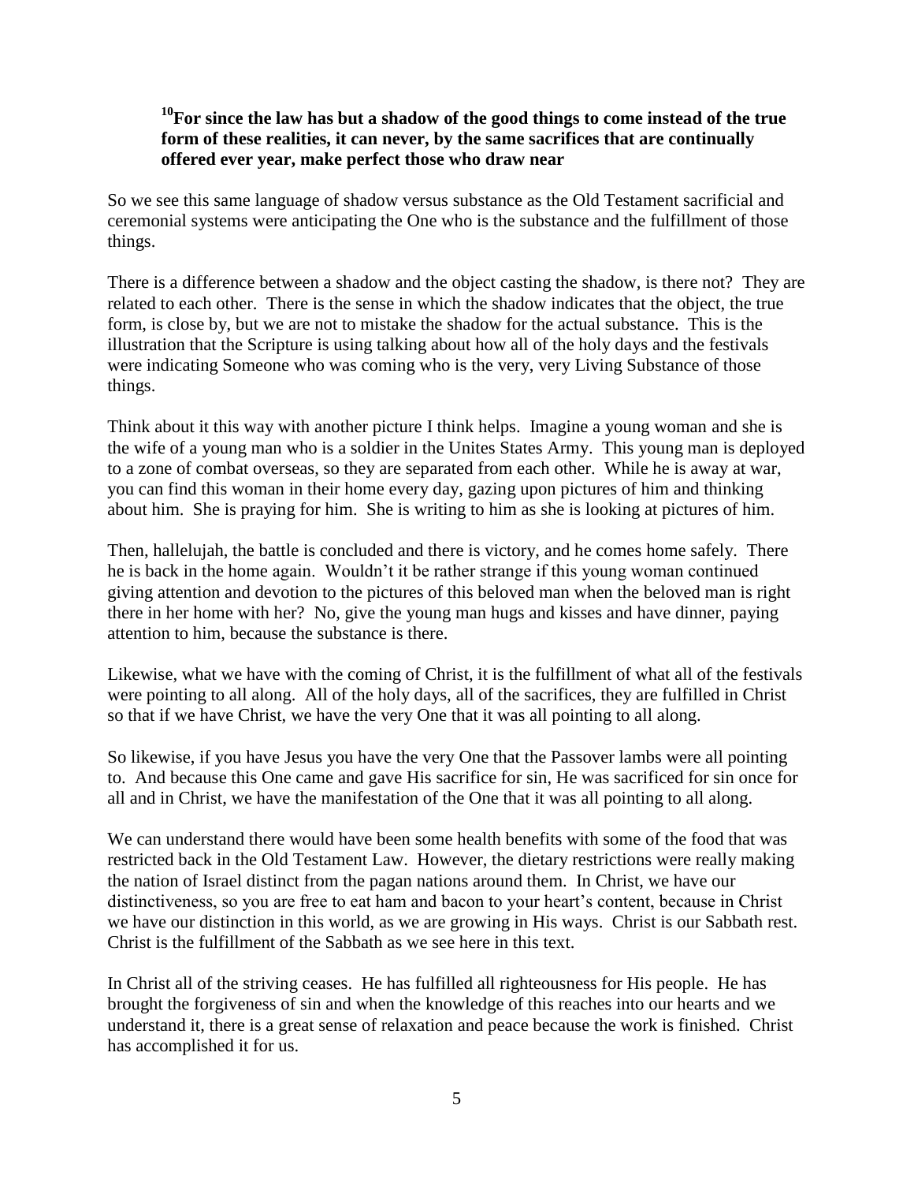> **[10]For since the law has but a shadow of the good things to come instead of the true form of these realities, it can never, by the same sacrifices that are continually offered ever year, make perfect those who draw near**

So we see this same language of shadow versus substance as the Old Testament sacrificial and ceremonial systems were anticipating the One who is the substance and the fulfillment of those things.

There is a difference between a shadow and the object casting the shadow, is there not? They are related to each other. There is the sense in which the shadow indicates that the object, the true form, is close by, but we are not to mistake the shadow for the actual substance. This is the illustration that the Scripture is using talking about how all of the holy days and the festivals were indicating Someone who was coming who is the very, very Living Substance of those things.

Think about it this way with another picture I think helps. Imagine a young woman and she is the wife of a young man who is a soldier in the Unites States Army. This young man is deployed to a zone of combat overseas, so they are separated from each other. While he is away at war, you can find this woman in their home every day, gazing upon pictures of him and thinking about him. She is praying for him. She is writing to him as she is looking at pictures of him.

Then, hallelujah, the battle is concluded and there is victory, and he comes home safely. There he is back in the home again. Wouldn't it be rather strange if this young woman continued giving attention and devotion to the pictures of this beloved man when the beloved man is right there in her home with her? No, give the young man hugs and kisses and have dinner, paying attention to him, because the substance is there.

Likewise, what we have with the coming of Christ, it is the fulfillment of what all of the festivals were pointing to all along. All of the holy days, all of the sacrifices, they are fulfilled in Christ so that if we have Christ, we have the very One that it was all pointing to all along.

So likewise, if you have Jesus you have the very One that the Passover lambs were all pointing to. And because this One came and gave His sacrifice for sin, He was sacrificed for sin once for all and in Christ, we have the manifestation of the One that it was all pointing to all along.

We can understand there would have been some health benefits with some of the food that was restricted back in the Old Testament Law. However, the dietary restrictions were really making the nation of Israel distinct from the pagan nations around them. In Christ, we have our distinctiveness, so you are free to eat ham and bacon to your heart's content, because in Christ we have our distinction in this world, as we are growing in His ways. Christ is our Sabbath rest. Christ is the fulfillment of the Sabbath as we see here in this text.

In Christ all of the striving ceases. He has fulfilled all righteousness for His people. He has brought the forgiveness of sin and when the knowledge of this reaches into our hearts and we understand it, there is a great sense of relaxation and peace because the work is finished. Christ has accomplished it for us.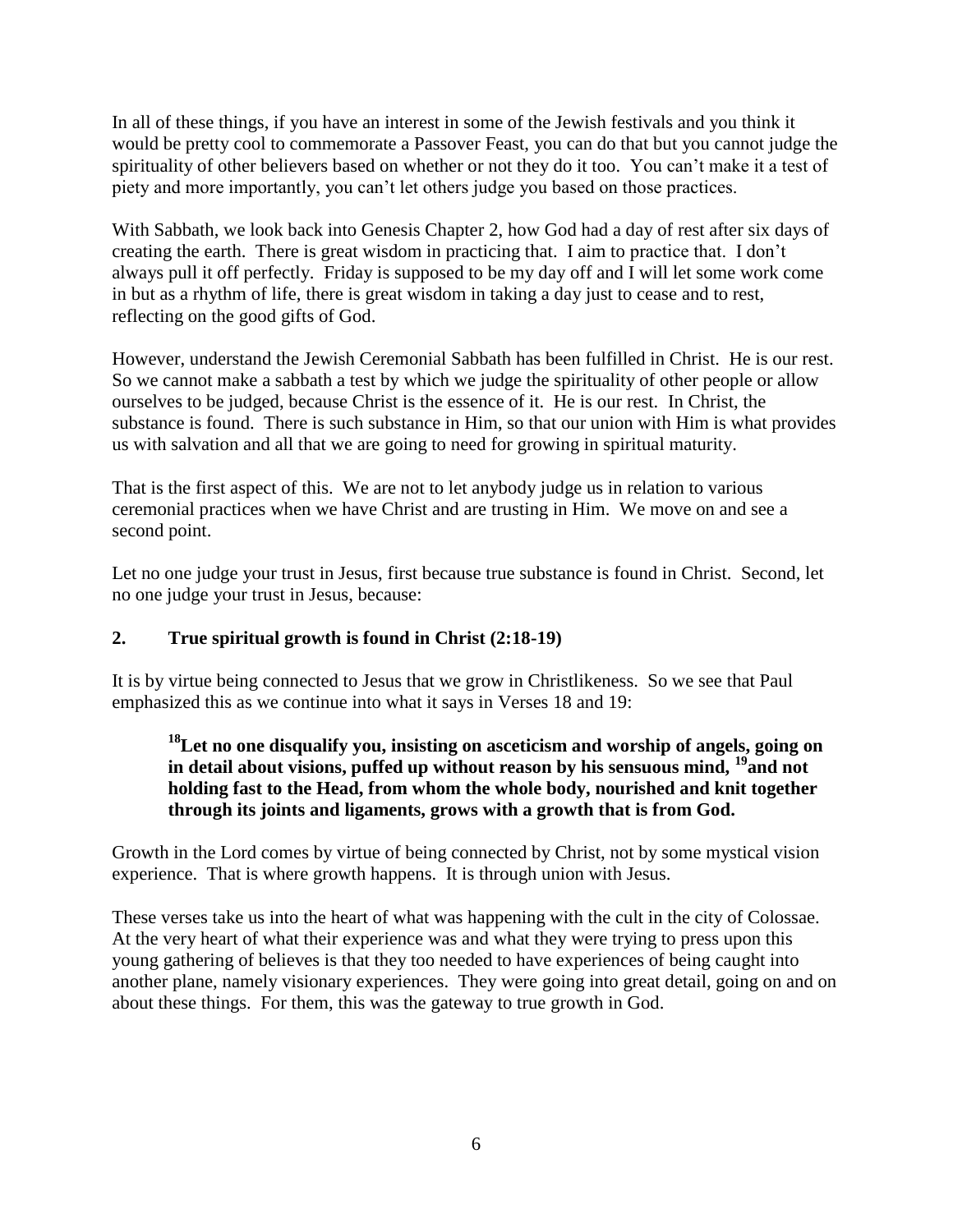In all of these things, if you have an interest in some of the Jewish festivals and you think it would be pretty cool to commemorate a Passover Feast, you can do that but you cannot judge the spirituality of other believers based on whether or not they do it too. You can't make it a test of piety and more importantly, you can't let others judge you based on those practices.

With Sabbath, we look back into Genesis Chapter 2, how God had a day of rest after six days of creating the earth. There is great wisdom in practicing that. I aim to practice that. I don't always pull it off perfectly. Friday is supposed to be my day off and I will let some work come in but as a rhythm of life, there is great wisdom in taking a day just to cease and to rest, reflecting on the good gifts of God.

However, understand the Jewish Ceremonial Sabbath has been fulfilled in Christ. He is our rest. So we cannot make a sabbath a test by which we judge the spirituality of other people or allow ourselves to be judged, because Christ is the essence of it. He is our rest. In Christ, the substance is found. There is such substance in Him, so that our union with Him is what provides us with salvation and all that we are going to need for growing in spiritual maturity.

That is the first aspect of this. We are not to let anybody judge us in relation to various ceremonial practices when we have Christ and are trusting in Him. We move on and see a second point.

Let no one judge your trust in Jesus, first because true substance is found in Christ. Second, let no one judge your trust in Jesus, because:

## 2. True spiritual growth is found in Christ (2:18-19)

It is by virtue being connected to Jesus that we grow in Christlikeness. So we see that Paul emphasized this as we continue into what it says in Verses 18 and 19:

> **[18]Let no one disqualify you, insisting on asceticism and worship of angels, going on in detail about visions, puffed up without reason by his sensuous mind, [19]and not holding fast to the Head, from whom the whole body, nourished and knit together through its joints and ligaments, grows with a growth that is from God.**

Growth in the Lord comes by virtue of being connected by Christ, not by some mystical vision experience. That is where growth happens. It is through union with Jesus.

These verses take us into the heart of what was happening with the cult in the city of Colossae. At the very heart of what their experience was and what they were trying to press upon this young gathering of believes is that they too needed to have experiences of being caught into another plane, namely visionary experiences. They were going into great detail, going on and on about these things. For them, this was the gateway to true growth in God.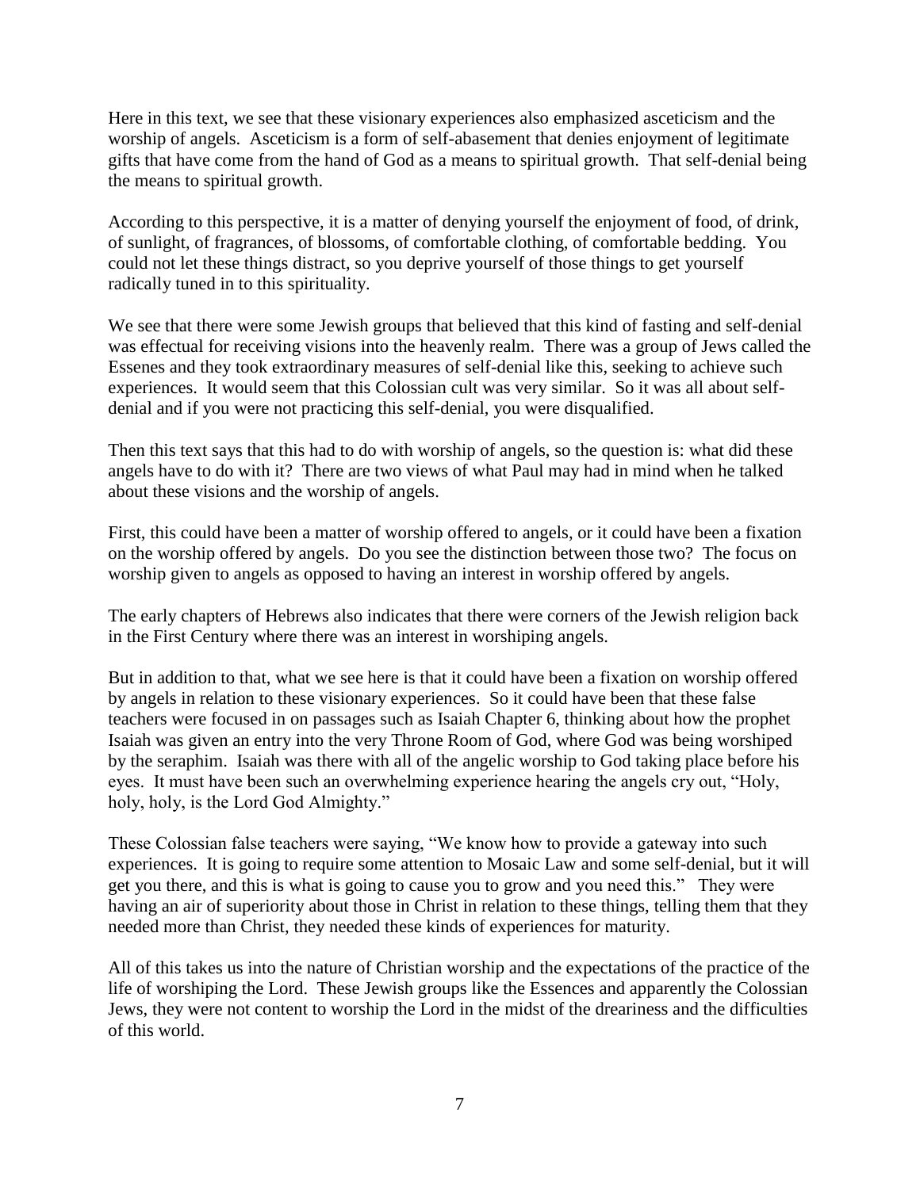Here in this text, we see that these visionary experiences also emphasized asceticism and the worship of angels. Asceticism is a form of self-abasement that denies enjoyment of legitimate gifts that have come from the hand of God as a means to spiritual growth. That self-denial being the means to spiritual growth.

According to this perspective, it is a matter of denying yourself the enjoyment of food, of drink, of sunlight, of fragrances, of blossoms, of comfortable clothing, of comfortable bedding. You could not let these things distract, so you deprive yourself of those things to get yourself radically tuned in to this spirituality.

We see that there were some Jewish groups that believed that this kind of fasting and self-denial was effectual for receiving visions into the heavenly realm. There was a group of Jews called the Essenes and they took extraordinary measures of self-denial like this, seeking to achieve such experiences. It would seem that this Colossian cult was very similar. So it was all about self-denial and if you were not practicing this self-denial, you were disqualified.

Then this text says that this had to do with worship of angels, so the question is: what did these angels have to do with it? There are two views of what Paul may had in mind when he talked about these visions and the worship of angels.

First, this could have been a matter of worship offered to angels, or it could have been a fixation on the worship offered by angels. Do you see the distinction between those two? The focus on worship given to angels as opposed to having an interest in worship offered by angels.

The early chapters of Hebrews also indicates that there were corners of the Jewish religion back in the First Century where there was an interest in worshiping angels.

But in addition to that, what we see here is that it could have been a fixation on worship offered by angels in relation to these visionary experiences. So it could have been that these false teachers were focused in on passages such as Isaiah Chapter 6, thinking about how the prophet Isaiah was given an entry into the very Throne Room of God, where God was being worshiped by the seraphim. Isaiah was there with all of the angelic worship to God taking place before his eyes. It must have been such an overwhelming experience hearing the angels cry out, "Holy, holy, holy, is the Lord God Almighty."

These Colossian false teachers were saying, "We know how to provide a gateway into such experiences. It is going to require some attention to Mosaic Law and some self-denial, but it will get you there, and this is what is going to cause you to grow and you need this." They were having an air of superiority about those in Christ in relation to these things, telling them that they needed more than Christ, they needed these kinds of experiences for maturity.

All of this takes us into the nature of Christian worship and the expectations of the practice of the life of worshiping the Lord. These Jewish groups like the Essences and apparently the Colossian Jews, they were not content to worship the Lord in the midst of the dreariness and the difficulties of this world.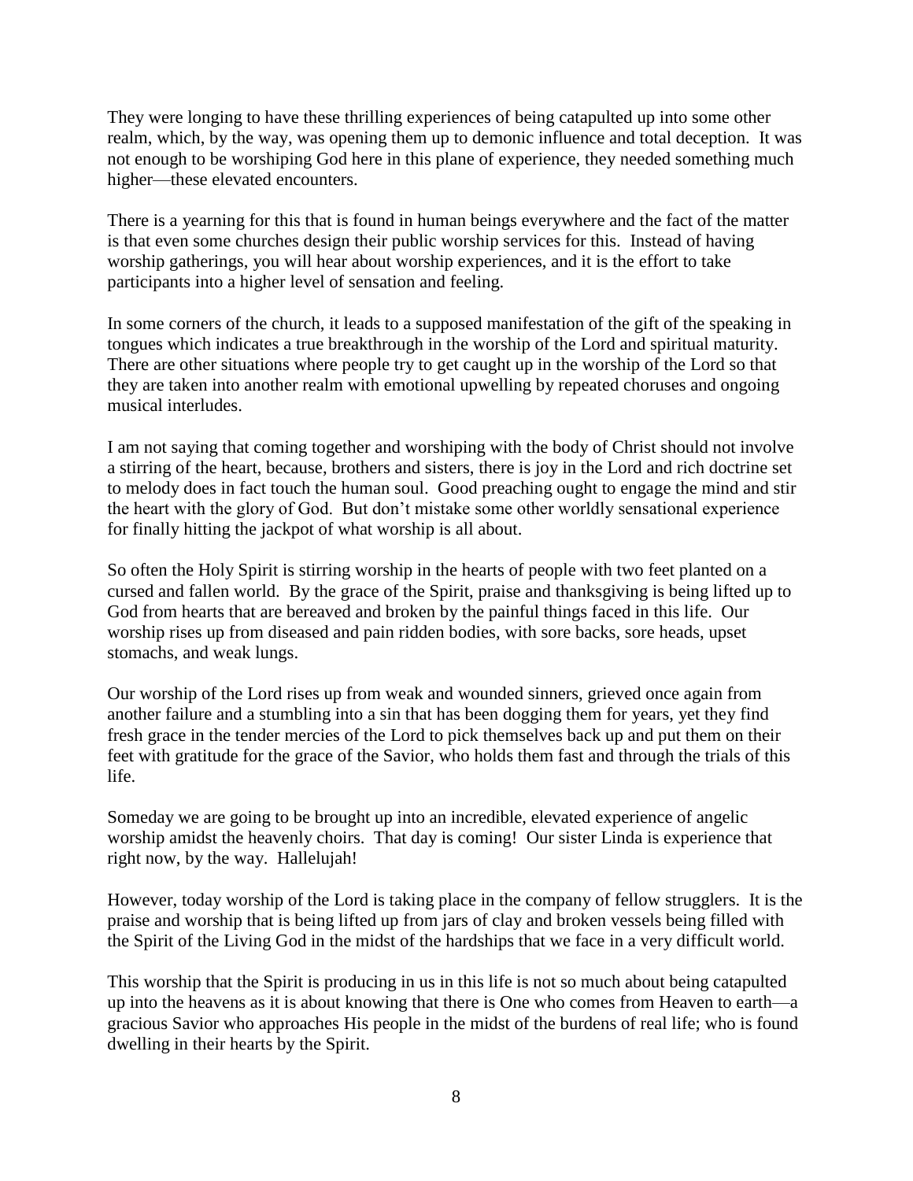They were longing to have these thrilling experiences of being catapulted up into some other realm, which, by the way, was opening them up to demonic influence and total deception. It was not enough to be worshiping God here in this plane of experience, they needed something much higher—these elevated encounters.

There is a yearning for this that is found in human beings everywhere and the fact of the matter is that even some churches design their public worship services for this. Instead of having worship gatherings, you will hear about worship experiences, and it is the effort to take participants into a higher level of sensation and feeling.

In some corners of the church, it leads to a supposed manifestation of the gift of the speaking in tongues which indicates a true breakthrough in the worship of the Lord and spiritual maturity. There are other situations where people try to get caught up in the worship of the Lord so that they are taken into another realm with emotional upwelling by repeated choruses and ongoing musical interludes.

I am not saying that coming together and worshiping with the body of Christ should not involve a stirring of the heart, because, brothers and sisters, there is joy in the Lord and rich doctrine set to melody does in fact touch the human soul. Good preaching ought to engage the mind and stir the heart with the glory of God. But don't mistake some other worldly sensational experience for finally hitting the jackpot of what worship is all about.

So often the Holy Spirit is stirring worship in the hearts of people with two feet planted on a cursed and fallen world. By the grace of the Spirit, praise and thanksgiving is being lifted up to God from hearts that are bereaved and broken by the painful things faced in this life. Our worship rises up from diseased and pain ridden bodies, with sore backs, sore heads, upset stomachs, and weak lungs.

Our worship of the Lord rises up from weak and wounded sinners, grieved once again from another failure and a stumbling into a sin that has been dogging them for years, yet they find fresh grace in the tender mercies of the Lord to pick themselves back up and put them on their feet with gratitude for the grace of the Savior, who holds them fast and through the trials of this life.

Someday we are going to be brought up into an incredible, elevated experience of angelic worship amidst the heavenly choirs. That day is coming! Our sister Linda is experience that right now, by the way. Hallelujah!

However, today worship of the Lord is taking place in the company of fellow strugglers. It is the praise and worship that is being lifted up from jars of clay and broken vessels being filled with the Spirit of the Living God in the midst of the hardships that we face in a very difficult world.

This worship that the Spirit is producing in us in this life is not so much about being catapulted up into the heavens as it is about knowing that there is One who comes from Heaven to earth—a gracious Savior who approaches His people in the midst of the burdens of real life; who is found dwelling in their hearts by the Spirit.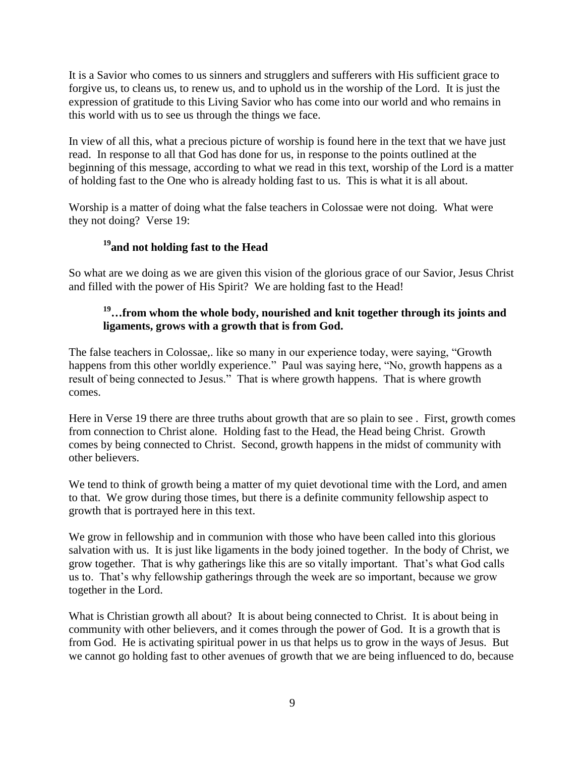It is a Savior who comes to us sinners and strugglers and sufferers with His sufficient grace to forgive us, to cleans us, to renew us, and to uphold us in the worship of the Lord. It is just the expression of gratitude to this Living Savior who has come into our world and who remains in this world with us to see us through the things we face.

In view of all this, what a precious picture of worship is found here in the text that we have just read. In response to all that God has done for us, in response to the points outlined at the beginning of this message, according to what we read in this text, worship of the Lord is a matter of holding fast to the One who is already holding fast to us. This is what it is all about.

Worship is a matter of doing what the false teachers in Colossae were not doing. What were they not doing? Verse 19:

> **19 and not holding fast to the Head**

So what are we doing as we are given this vision of the glorious grace of our Savior, Jesus Christ and filled with the power of His Spirit? We are holding fast to the Head!

> **19 …from whom the whole body, nourished and knit together through its joints and ligaments, grows with a growth that is from God.**

The false teachers in Colossae,. like so many in our experience today, were saying, "Growth happens from this other worldly experience." Paul was saying here, "No, growth happens as a result of being connected to Jesus." That is where growth happens. That is where growth comes.

Here in Verse 19 there are three truths about growth that are so plain to see . First, growth comes from connection to Christ alone. Holding fast to the Head, the Head being Christ. Growth comes by being connected to Christ. Second, growth happens in the midst of community with other believers.

We tend to think of growth being a matter of my quiet devotional time with the Lord, and amen to that. We grow during those times, but there is a definite community fellowship aspect to growth that is portrayed here in this text.

We grow in fellowship and in communion with those who have been called into this glorious salvation with us. It is just like ligaments in the body joined together. In the body of Christ, we grow together. That is why gatherings like this are so vitally important. That's what God calls us to. That's why fellowship gatherings through the week are so important, because we grow together in the Lord.

What is Christian growth all about? It is about being connected to Christ. It is about being in community with other believers, and it comes through the power of God. It is a growth that is from God. He is activating spiritual power in us that helps us to grow in the ways of Jesus. But we cannot go holding fast to other avenues of growth that we are being influenced to do, because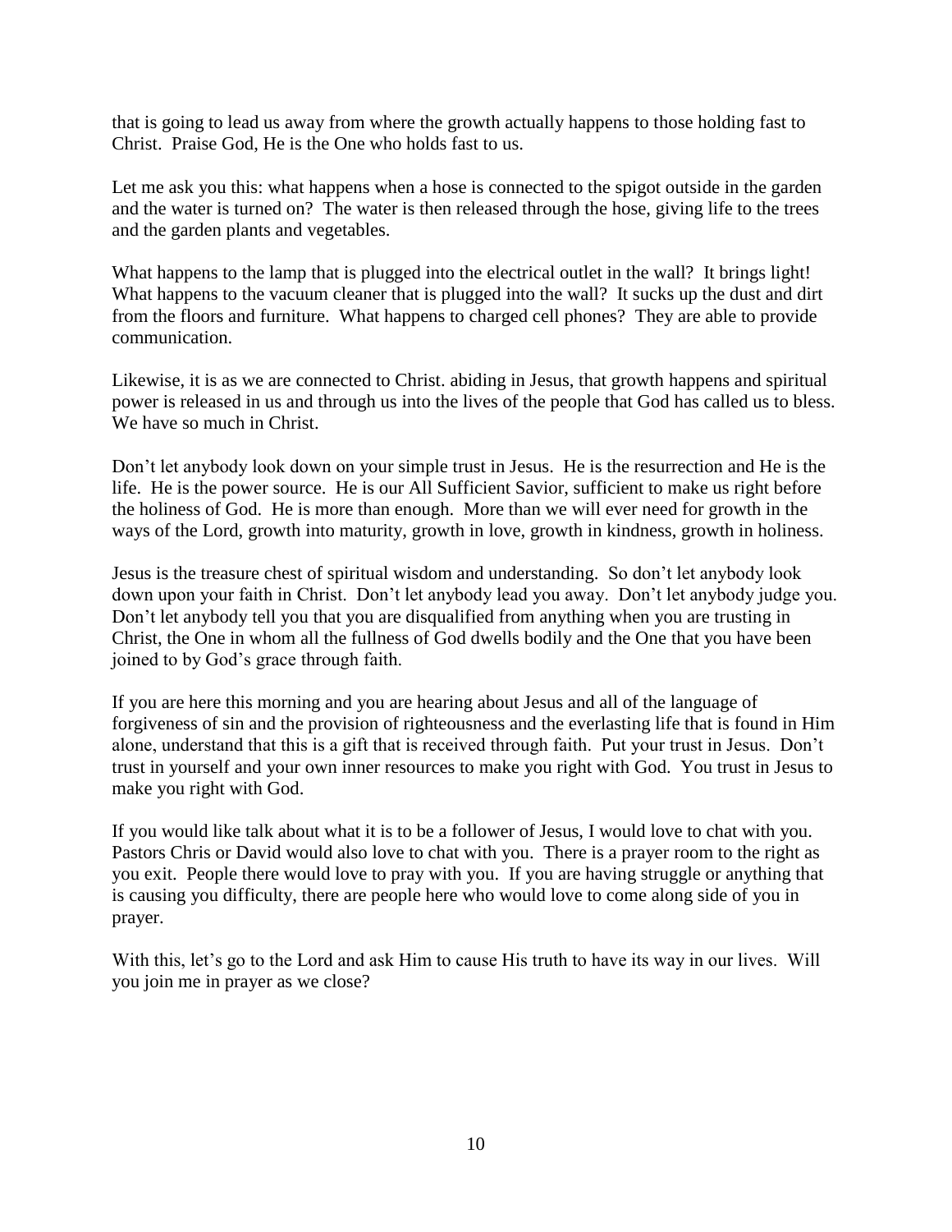that is going to lead us away from where the growth actually happens to those holding fast to Christ. Praise God, He is the One who holds fast to us.

Let me ask you this: what happens when a hose is connected to the spigot outside in the garden and the water is turned on? The water is then released through the hose, giving life to the trees and the garden plants and vegetables.

What happens to the lamp that is plugged into the electrical outlet in the wall? It brings light! What happens to the vacuum cleaner that is plugged into the wall? It sucks up the dust and dirt from the floors and furniture. What happens to charged cell phones? They are able to provide communication.

Likewise, it is as we are connected to Christ. abiding in Jesus, that growth happens and spiritual power is released in us and through us into the lives of the people that God has called us to bless. We have so much in Christ.

Don't let anybody look down on your simple trust in Jesus. He is the resurrection and He is the life. He is the power source. He is our All Sufficient Savior, sufficient to make us right before the holiness of God. He is more than enough. More than we will ever need for growth in the ways of the Lord, growth into maturity, growth in love, growth in kindness, growth in holiness.

Jesus is the treasure chest of spiritual wisdom and understanding. So don't let anybody look down upon your faith in Christ. Don't let anybody lead you away. Don't let anybody judge you. Don't let anybody tell you that you are disqualified from anything when you are trusting in Christ, the One in whom all the fullness of God dwells bodily and the One that you have been joined to by God's grace through faith.

If you are here this morning and you are hearing about Jesus and all of the language of forgiveness of sin and the provision of righteousness and the everlasting life that is found in Him alone, understand that this is a gift that is received through faith. Put your trust in Jesus. Don't trust in yourself and your own inner resources to make you right with God. You trust in Jesus to make you right with God.

If you would like talk about what it is to be a follower of Jesus, I would love to chat with you. Pastors Chris or David would also love to chat with you. There is a prayer room to the right as you exit. People there would love to pray with you. If you are having struggle or anything that is causing you difficulty, there are people here who would love to come along side of you in prayer.

With this, let's go to the Lord and ask Him to cause His truth to have its way in our lives. Will you join me in prayer as we close?